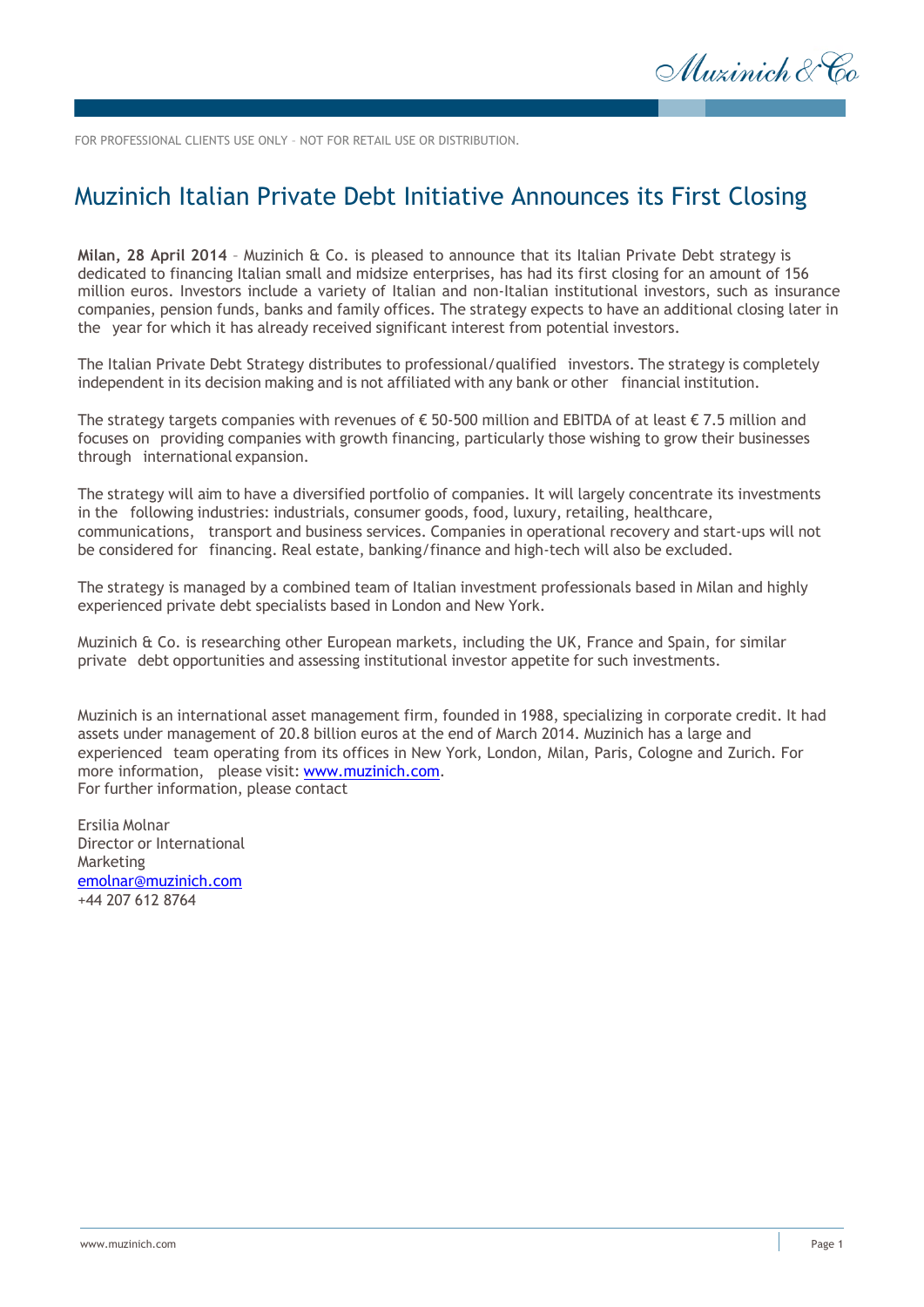FOR PROFESSIONAL CLIENTS USE ONLY – NOT FOR RETAIL USE OR DISTRIBUTION.

# Muzinich Italian Private Debt Initiative Announces its First Closing

**Milan, 28 April 2014** – Muzinich & Co. is pleased to announce that its Italian Private Debt strategy is dedicated to financing Italian small and midsize enterprises, has had its first closing for an amount of 156 million euros. Investors include a variety of Italian and non-Italian institutional investors, such as insurance companies, pension funds, banks and family offices. The strategy expects to have an additional closing later in the year for which it has already received significant interest from potential investors.

The Italian Private Debt Strategy distributes to professional/qualified investors. The strategy is completely independent in its decision making and is not affiliated with any bank or other financial institution.

The strategy targets companies with revenues of € 50-500 million and EBITDA of at least € 7.5 million and focuses on providing companies with growth financing, particularly those wishing to grow their businesses through international expansion.

The strategy will aim to have a diversified portfolio of companies. It will largely concentrate its investments in the following industries: industrials, consumer goods, food, luxury, retailing, healthcare, communications, transport and business services. Companies in operational recovery and start-ups will not be considered for financing. Real estate, banking/finance and high-tech will also be excluded.

The strategy is managed by a combined team of Italian investment professionals based in Milan and highly experienced private debt specialists based in London and New York.

Muzinich & Co. is researching other European markets, including the UK, France and Spain, for similar private debt opportunities and assessing institutional investor appetite for such investments.

Muzinich is an international asset management firm, founded in 1988, specializing in corporate credit. It had assets under management of 20.8 billion euros at the end of March 2014. Muzinich has a large and experienced team operating from its offices in New York, London, Milan, Paris, Cologne and Zurich. For more information, please visit: www.muzinich.com.
For further information, please contact

Ersilia Molnar
Director or International Marketing
emolnar@muzinich.com
+44 207 612 8764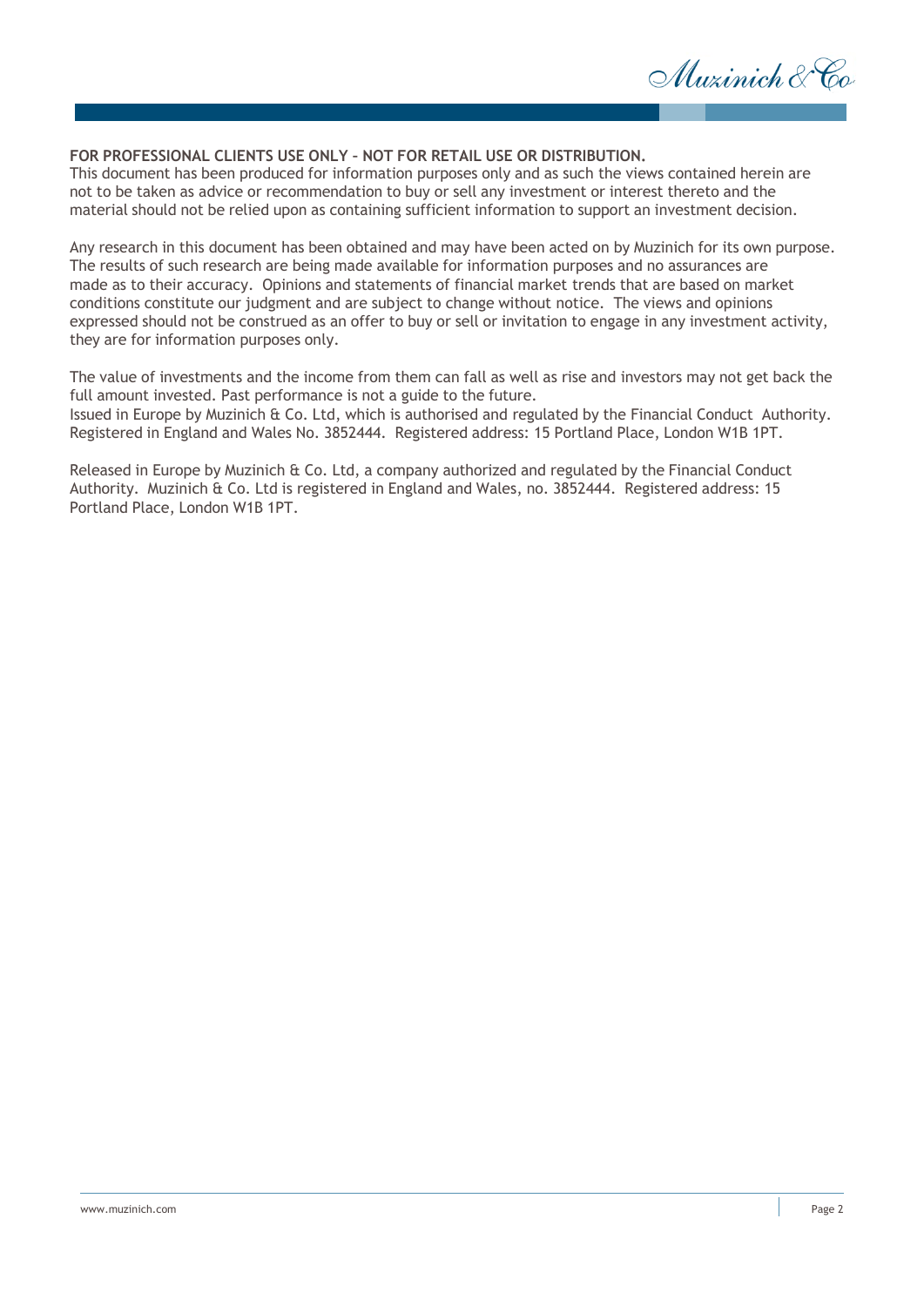**FOR PROFESSIONAL CLIENTS USE ONLY – NOT FOR RETAIL USE OR DISTRIBUTION.**
This document has been produced for information purposes only and as such the views contained herein are not to be taken as advice or recommendation to buy or sell any investment or interest thereto and the material should not be relied upon as containing sufficient information to support an investment decision.

Any research in this document has been obtained and may have been acted on by Muzinich for its own purpose. The results of such research are being made available for information purposes and no assurances are made as to their accuracy. Opinions and statements of financial market trends that are based on market conditions constitute our judgment and are subject to change without notice. The views and opinions expressed should not be construed as an offer to buy or sell or invitation to engage in any investment activity, they are for information purposes only.

The value of investments and the income from them can fall as well as rise and investors may not get back the full amount invested. Past performance is not a guide to the future.
Issued in Europe by Muzinich & Co. Ltd, which is authorised and regulated by the Financial Conduct Authority. Registered in England and Wales No. 3852444. Registered address: 15 Portland Place, London W1B 1PT.

Released in Europe by Muzinich & Co. Ltd, a company authorized and regulated by the Financial Conduct Authority. Muzinich & Co. Ltd is registered in England and Wales, no. 3852444. Registered address: 15 Portland Place, London W1B 1PT.